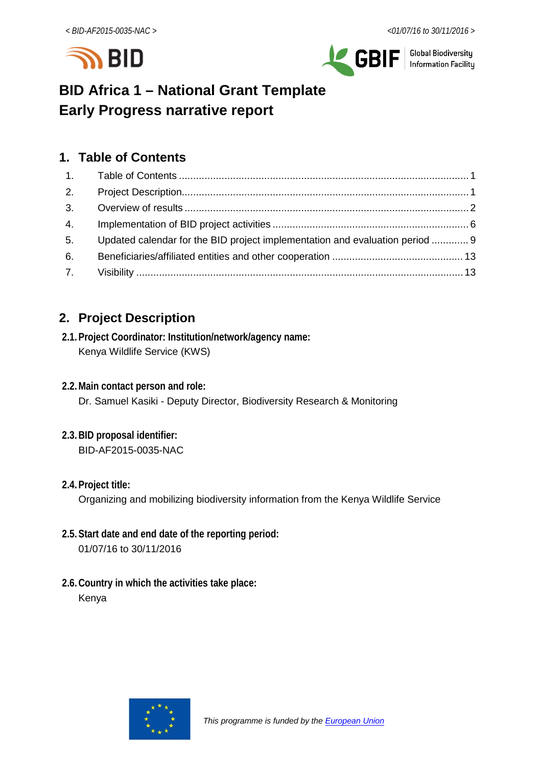# BID Africa 1 – National Grant Template
# Early Progress narrative report

## 1. Table of Contents

| | | |
|---|---|---|
| 1. | Table of Contents | 1 |
| 2. | Project Description | 1 |
| 3. | Overview of results | 2 |
| 4. | Implementation of BID project activities | 6 |
| 5. | Updated calendar for the BID project implementation and evaluation period | 9 |
| 6. | Beneficiaries/affiliated entities and other cooperation | 13 |
| 7. | Visibility | 13 |

## 2. Project Description

### 2.1. Project Coordinator: Institution/network/agency name:

Kenya Wildlife Service (KWS)

### 2.2. Main contact person and role:

Dr. Samuel Kasiki - Deputy Director, Biodiversity Research & Monitoring

### 2.3. BID proposal identifier:

BID-AF2015-0035-NAC

### 2.4. Project title:

Organizing and mobilizing biodiversity information from the Kenya Wildlife Service

### 2.5. Start date and end date of the reporting period:

01/07/16 to 30/11/2016

### 2.6. Country in which the activities take place:

Kenya

*This programme is funded by the European Union*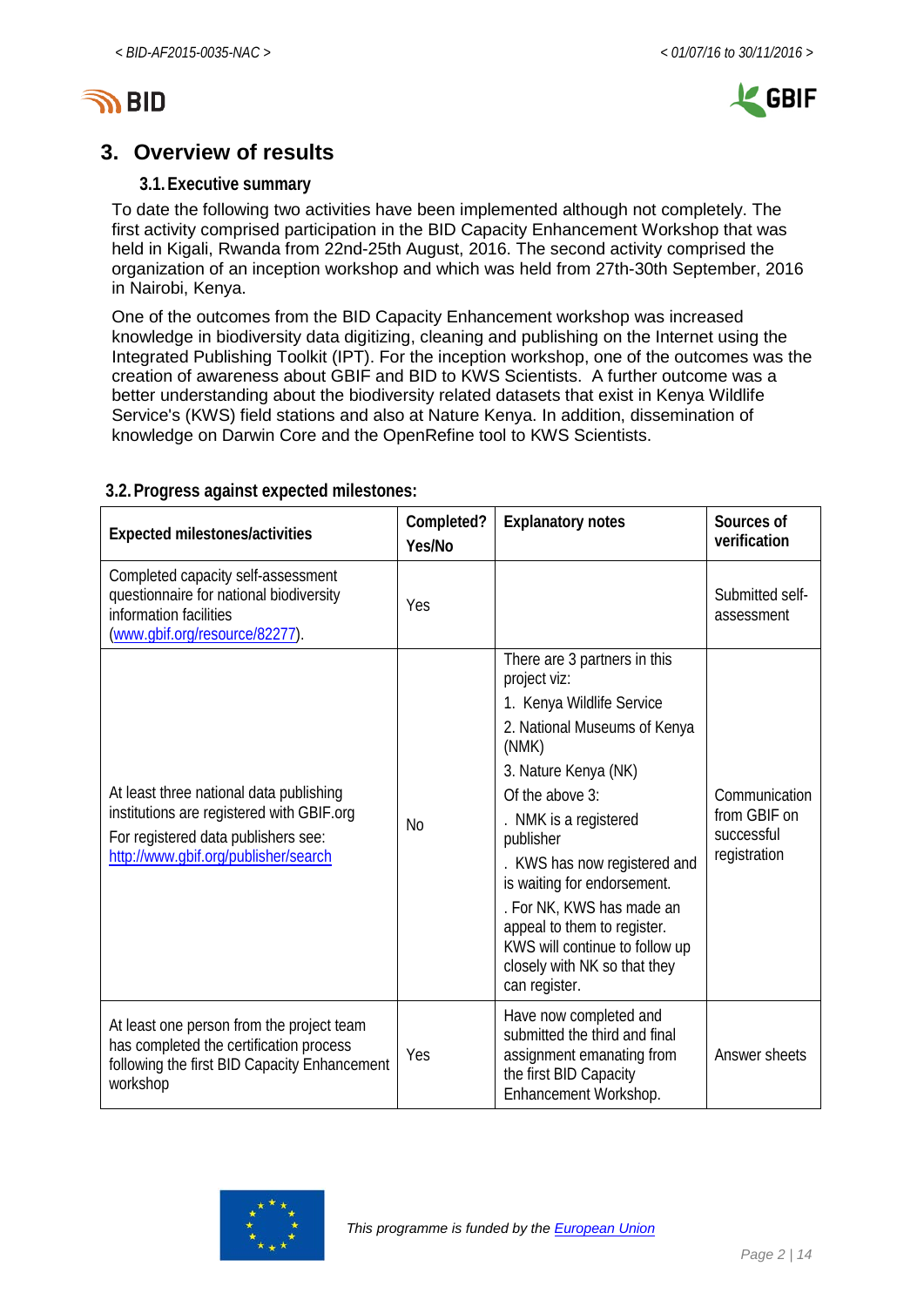## 3. Overview of results

### 3.1. Executive summary

To date the following two activities have been implemented although not completely. The first activity comprised participation in the BID Capacity Enhancement Workshop that was held in Kigali, Rwanda from 22nd-25th August, 2016. The second activity comprised the organization of an inception workshop and which was held from 27th-30th September, 2016 in Nairobi, Kenya.

One of the outcomes from the BID Capacity Enhancement workshop was increased knowledge in biodiversity data digitizing, cleaning and publishing on the Internet using the Integrated Publishing Toolkit (IPT). For the inception workshop, one of the outcomes was the creation of awareness about GBIF and BID to KWS Scientists. A further outcome was a better understanding about the biodiversity related datasets that exist in Kenya Wildlife Service's (KWS) field stations and also at Nature Kenya. In addition, dissemination of knowledge on Darwin Core and the OpenRefine tool to KWS Scientists.

### 3.2. Progress against expected milestones:

| Expected milestones/activities | Completed? Yes/No | Explanatory notes | Sources of verification |
|---|---|---|---|
| Completed capacity self-assessment questionnaire for national biodiversity information facilities (www.gbif.org/resource/82277). | Yes | | Submitted self-assessment |
| At least three national data publishing institutions are registered with GBIF.org<br>For registered data publishers see: http://www.gbif.org/publisher/search | No | There are 3 partners in this project viz:<br>1. Kenya Wildlife Service<br>2. National Museums of Kenya (NMK)<br>3. Nature Kenya (NK)<br>Of the above 3:<br>. NMK is a registered publisher<br>. KWS has now registered and is waiting for endorsement.<br>. For NK, KWS has made an appeal to them to register. KWS will continue to follow up closely with NK so that they can register. | Communication from GBIF on successful registration |
| At least one person from the project team has completed the certification process following the first BID Capacity Enhancement workshop | Yes | Have now completed and submitted the third and final assignment emanating from the first BID Capacity Enhancement Workshop. | Answer sheets |

*This programme is funded by the European Union*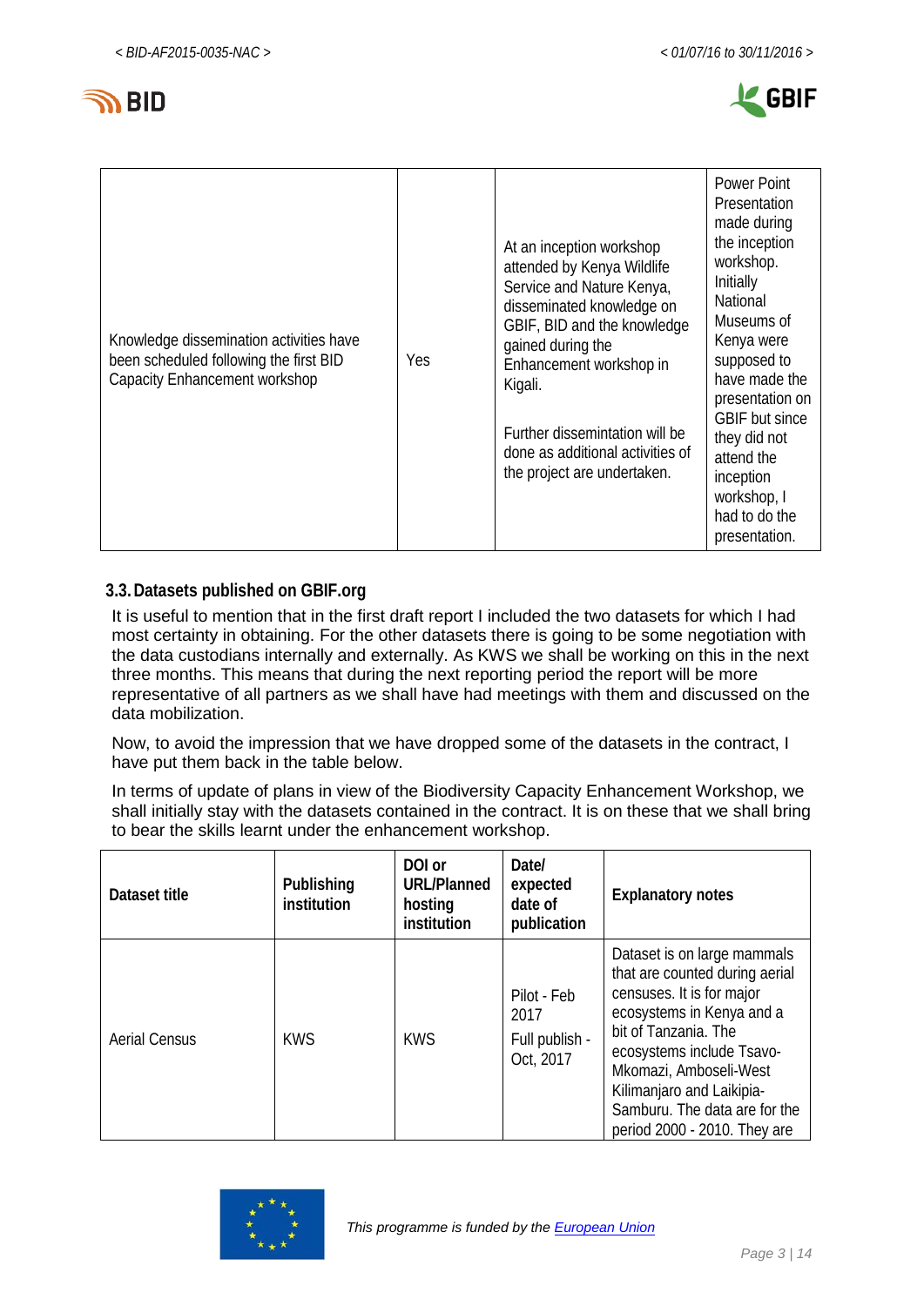| | | | |
|---|---|---|---|
| Knowledge dissemination activities have been scheduled following the first BID Capacity Enhancement workshop | Yes | At an inception workshop attended by Kenya Wildlife Service and Nature Kenya, disseminated knowledge on GBIF, BID and the knowledge gained during the Enhancement workshop in Kigali.<br><br>Further dissemintation will be done as additional activities of the project are undertaken. | Power Point Presentation made during the inception workshop. Initially National Museums of Kenya were supposed to have made the presentation on GBIF but since they did not attend the inception workshop, I had to do the presentation. |

### 3.3. Datasets published on GBIF.org

It is useful to mention that in the first draft report I included the two datasets for which I had most certainty in obtaining. For the other datasets there is going to be some negotiation with the data custodians internally and externally. As KWS we shall be working on this in the next three months. This means that during the next reporting period the report will be more representative of all partners as we shall have had meetings with them and discussed on the data mobilization.

Now, to avoid the impression that we have dropped some of the datasets in the contract, I have put them back in the table below.

In terms of update of plans in view of the Biodiversity Capacity Enhancement Workshop, we shall initially stay with the datasets contained in the contract. It is on these that we shall bring to bear the skills learnt under the enhancement workshop.

| Dataset title | Publishing institution | DOI or URL/Planned hosting institution | Date/ expected date of publication | Explanatory notes |
|---|---|---|---|---|
| Aerial Census | KWS | KWS | Pilot - Feb 2017<br><br>Full publish - Oct, 2017 | Dataset is on large mammals that are counted during aerial censuses. It is for major ecosystems in Kenya and a bit of Tanzania. The ecosystems include Tsavo-Mkomazi, Amboseli-West Kilimanjaro and Laikipia-Samburu. The data are for the period 2000 - 2010. They are |

*This programme is funded by the European Union*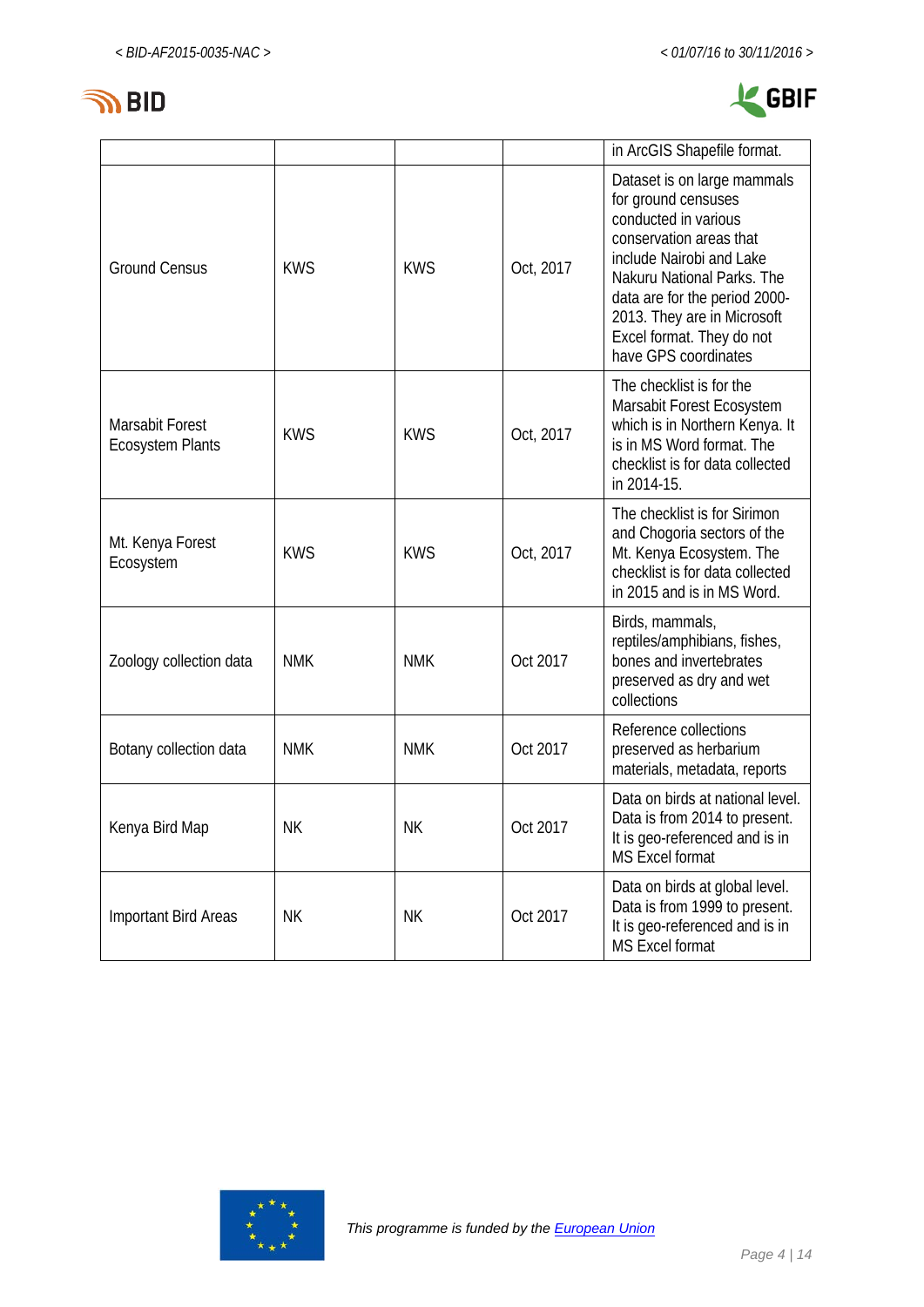| | | | | |
|---|---|---|---|---|
| | | | | in ArcGIS Shapefile format. |
| Ground Census | KWS | KWS | Oct, 2017 | Dataset is on large mammals for ground censuses conducted in various conservation areas that include Nairobi and Lake Nakuru National Parks. The data are for the period 2000-2013. They are in Microsoft Excel format. They do not have GPS coordinates |
| Marsabit Forest Ecosystem Plants | KWS | KWS | Oct, 2017 | The checklist is for the Marsabit Forest Ecosystem which is in Northern Kenya. It is in MS Word format. The checklist is for data collected in 2014-15. |
| Mt. Kenya Forest Ecosystem | KWS | KWS | Oct, 2017 | The checklist is for Sirimon and Chogoria sectors of the Mt. Kenya Ecosystem. The checklist is for data collected in 2015 and is in MS Word. |
| Zoology collection data | NMK | NMK | Oct 2017 | Birds, mammals, reptiles/amphibians, fishes, bones and invertebrates preserved as dry and wet collections |
| Botany collection data | NMK | NMK | Oct 2017 | Reference collections preserved as herbarium materials, metadata, reports |
| Kenya Bird Map | NK | NK | Oct 2017 | Data on birds at national level. Data is from 2014 to present. It is geo-referenced and is in MS Excel format |
| Important Bird Areas | NK | NK | Oct 2017 | Data on birds at global level. Data is from 1999 to present. It is geo-referenced and is in MS Excel format |

*This programme is funded by the* *European Union*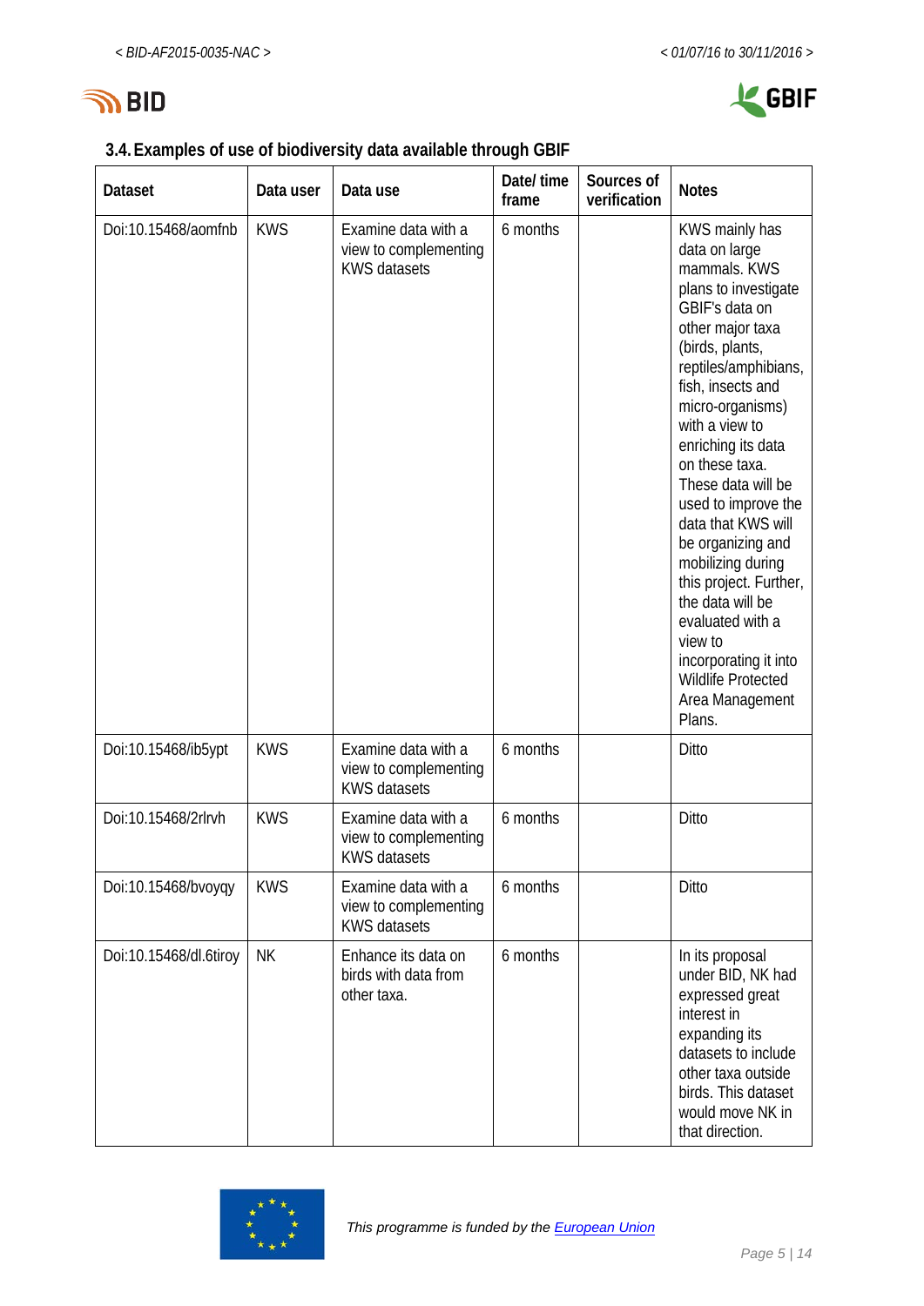### 3.4. Examples of use of biodiversity data available through GBIF

| Dataset | Data user | Data use | Date/ time frame | Sources of verification | Notes |
|---|---|---|---|---|---|
| Doi:10.15468/aomfnb | KWS | Examine data with a view to complementing KWS datasets | 6 months | | KWS mainly has data on large mammals. KWS plans to investigate GBIF's data on other major taxa (birds, plants, reptiles/amphibians, fish, insects and micro-organisms) with a view to enriching its data on these taxa. These data will be used to improve the data that KWS will be organizing and mobilizing during this project. Further, the data will be evaluated with a view to incorporating it into Wildlife Protected Area Management Plans. |
| Doi:10.15468/ib5ypt | KWS | Examine data with a view to complementing KWS datasets | 6 months | | Ditto |
| Doi:10.15468/2rlrvh | KWS | Examine data with a view to complementing KWS datasets | 6 months | | Ditto |
| Doi:10.15468/bvoyqy | KWS | Examine data with a view to complementing KWS datasets | 6 months | | Ditto |
| Doi:10.15468/dl.6tiroy | NK | Enhance its data on birds with data from other taxa. | 6 months | | In its proposal under BID, NK had expressed great interest in expanding its datasets to include other taxa outside birds. This dataset would move NK in that direction. |

*This programme is funded by the European Union*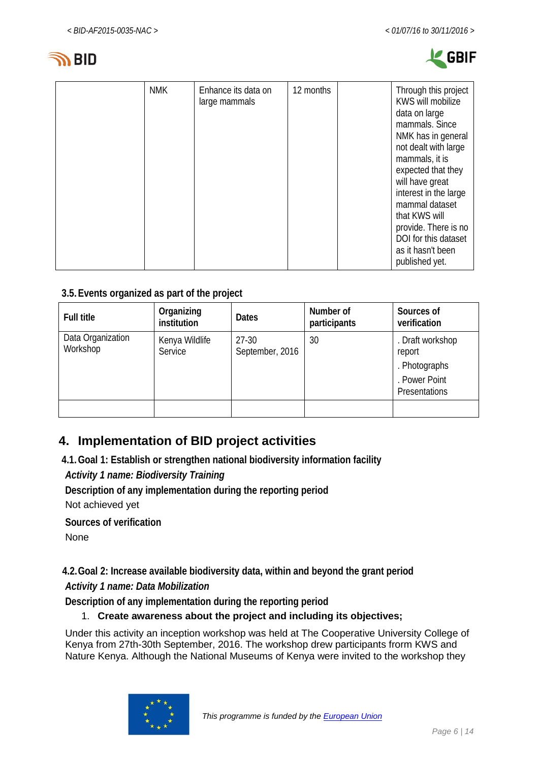|  | NMK | Enhance its data on large mammals | 12 months |  | Through this project KWS will mobilize data on large mammals. Since NMK has in general not dealt with large mammals, it is expected that they will have great interest in the large mammal dataset that KWS will provide. There is no DOI for this dataset as it hasn't been published yet. |
|---|---|---|---|---|---|

### 3.5. Events organized as part of the project

| Full title | Organizing institution | Dates | Number of participants | Sources of verification |
|---|---|---|---|---|
| Data Organization Workshop | Kenya Wildlife Service | 27-30 September, 2016 | 30 | . Draft workshop report<br>. Photographs<br>. Power Point Presentations |
|  |  |  |  |  |

## 4. Implementation of BID project activities

### 4.1. Goal 1: Establish or strengthen national biodiversity information facility

***Activity 1 name: Biodiversity Training***

**Description of any implementation during the reporting period**

Not achieved yet

**Sources of verification**

None

### 4.2. Goal 2: Increase available biodiversity data, within and beyond the grant period

***Activity 1 name: Data Mobilization***

**Description of any implementation during the reporting period**

1. **Create awareness about the project and including its objectives;**

Under this activity an inception workshop was held at The Cooperative University College of Kenya from 27th-30th September, 2016. The workshop drew participants from KWS and Nature Kenya. Although the National Museums of Kenya were invited to the workshop they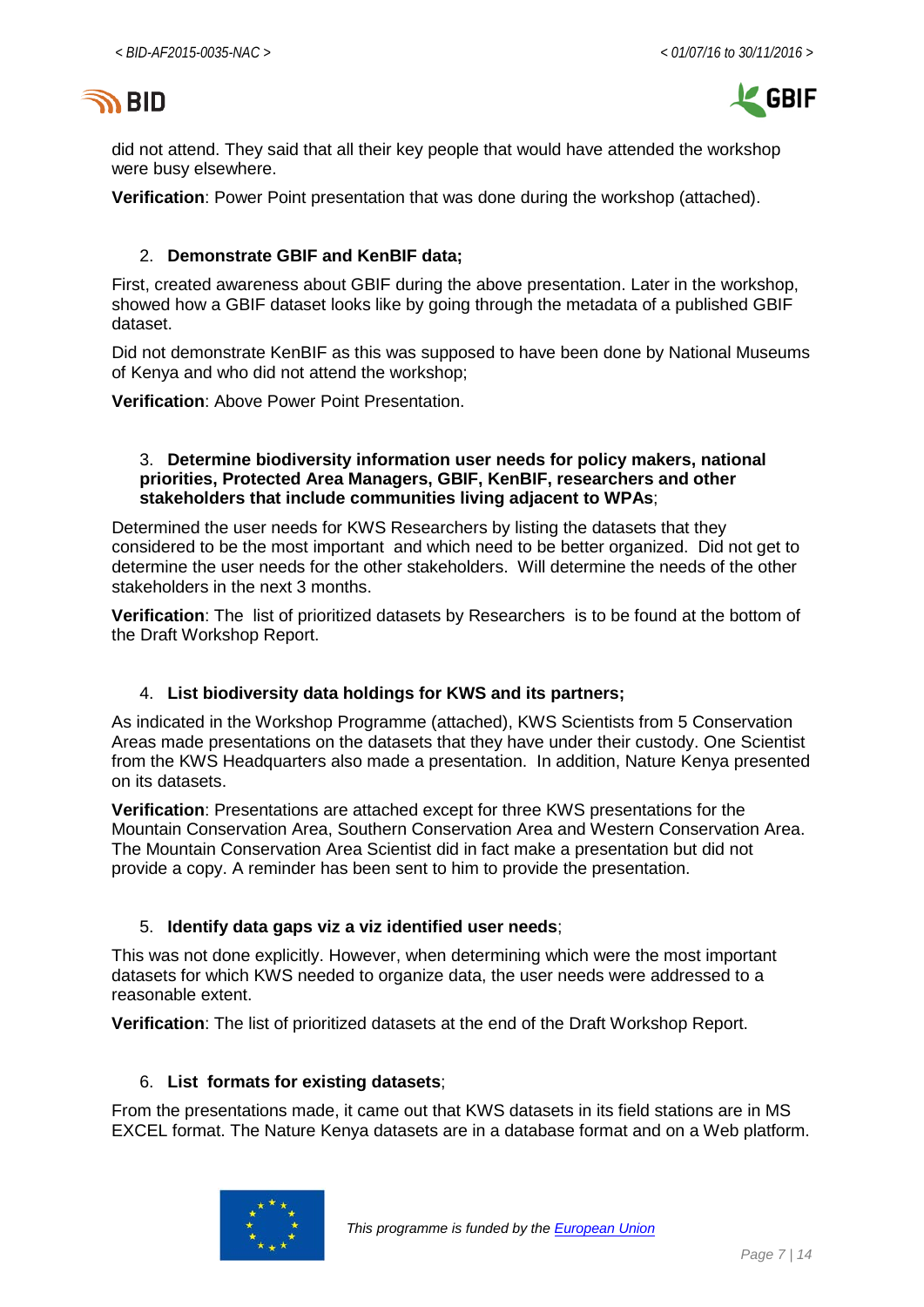did not attend. They said that all their key people that would have attended the workshop were busy elsewhere.

**Verification**: Power Point presentation that was done during the workshop (attached).

2. **Demonstrate GBIF and KenBIF data;**

First, created awareness about GBIF during the above presentation. Later in the workshop, showed how a GBIF dataset looks like by going through the metadata of a published GBIF dataset.

Did not demonstrate KenBIF as this was supposed to have been done by National Museums of Kenya and who did not attend the workshop;

**Verification**: Above Power Point Presentation.

3. **Determine biodiversity information user needs for policy makers, national priorities, Protected Area Managers, GBIF, KenBIF, researchers and other stakeholders that include communities living adjacent to WPAs**;

Determined the user needs for KWS Researchers by listing the datasets that they considered to be the most important and which need to be better organized. Did not get to determine the user needs for the other stakeholders. Will determine the needs of the other stakeholders in the next 3 months.

**Verification**: The list of prioritized datasets by Researchers is to be found at the bottom of the Draft Workshop Report.

4. **List biodiversity data holdings for KWS and its partners;**

As indicated in the Workshop Programme (attached), KWS Scientists from 5 Conservation Areas made presentations on the datasets that they have under their custody. One Scientist from the KWS Headquarters also made a presentation. In addition, Nature Kenya presented on its datasets.

**Verification**: Presentations are attached except for three KWS presentations for the Mountain Conservation Area, Southern Conservation Area and Western Conservation Area. The Mountain Conservation Area Scientist did in fact make a presentation but did not provide a copy. A reminder has been sent to him to provide the presentation.

5. **Identify data gaps viz a viz identified user needs**;

This was not done explicitly. However, when determining which were the most important datasets for which KWS needed to organize data, the user needs were addressed to a reasonable extent.

**Verification**: The list of prioritized datasets at the end of the Draft Workshop Report.

6. **List formats for existing datasets**;

From the presentations made, it came out that KWS datasets in its field stations are in MS EXCEL format. The Nature Kenya datasets are in a database format and on a Web platform.

*This programme is funded by the European Union*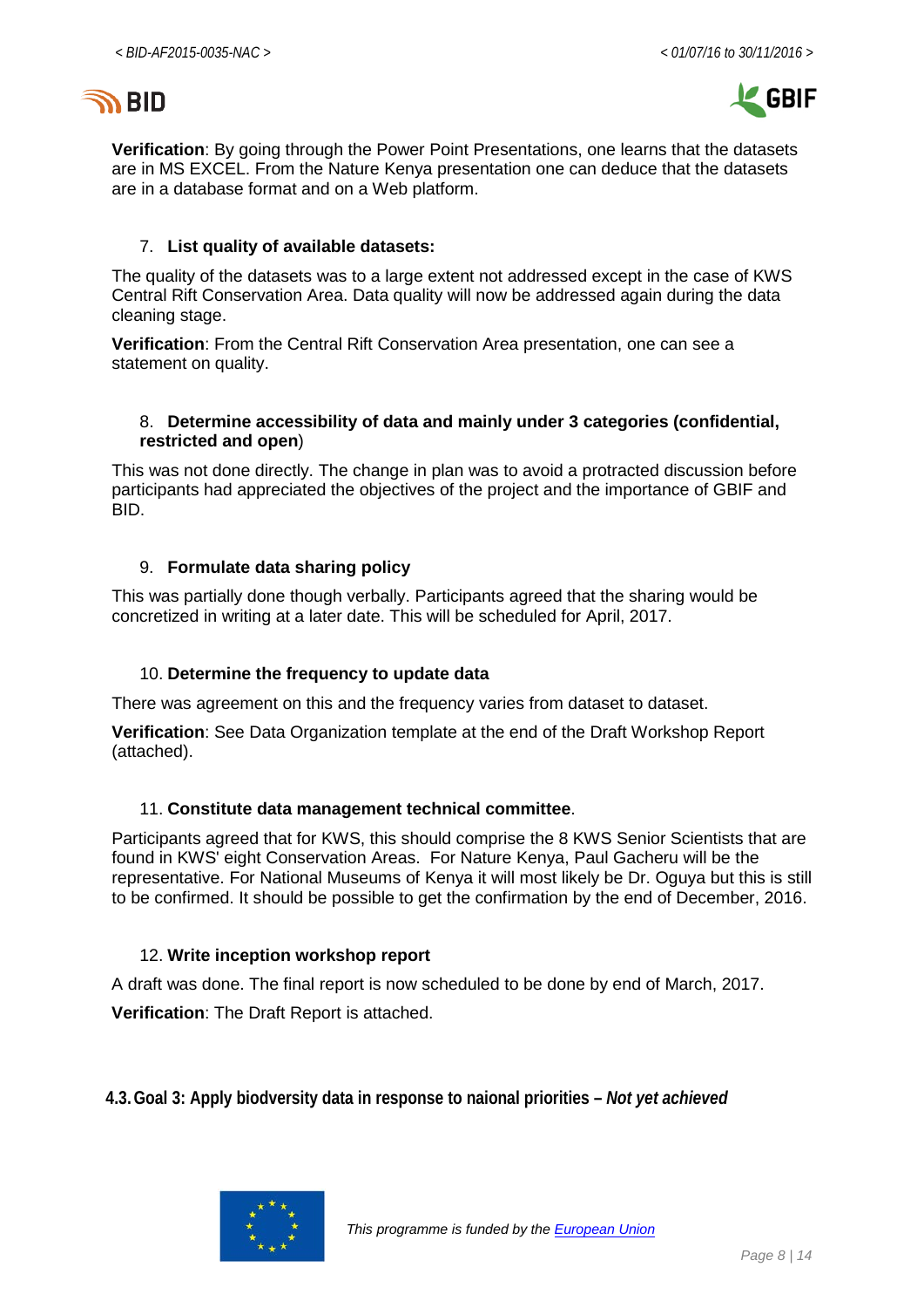**Verification**: By going through the Power Point Presentations, one learns that the datasets are in MS EXCEL. From the Nature Kenya presentation one can deduce that the datasets are in a database format and on a Web platform.

7. **List quality of available datasets:**

The quality of the datasets was to a large extent not addressed except in the case of KWS Central Rift Conservation Area. Data quality will now be addressed again during the data cleaning stage.

**Verification**: From the Central Rift Conservation Area presentation, one can see a statement on quality.

8. **Determine accessibility of data and mainly under 3 categories (confidential, restricted and open**)

This was not done directly. The change in plan was to avoid a protracted discussion before participants had appreciated the objectives of the project and the importance of GBIF and BID.

9. **Formulate data sharing policy**

This was partially done though verbally. Participants agreed that the sharing would be concretized in writing at a later date. This will be scheduled for April, 2017.

10. **Determine the frequency to update data**

There was agreement on this and the frequency varies from dataset to dataset.

**Verification**: See Data Organization template at the end of the Draft Workshop Report (attached).

11. **Constitute data management technical committee**.

Participants agreed that for KWS, this should comprise the 8 KWS Senior Scientists that are found in KWS' eight Conservation Areas. For Nature Kenya, Paul Gacheru will be the representative. For National Museums of Kenya it will most likely be Dr. Oguya but this is still to be confirmed. It should be possible to get the confirmation by the end of December, 2016.

12. **Write inception workshop report**

A draft was done. The final report is now scheduled to be done by end of March, 2017.

**Verification**: The Draft Report is attached.

## 4.3. Goal 3: Apply biodversity data in response to naional priorities – *Not yet achieved*

*This programme is funded by the European Union*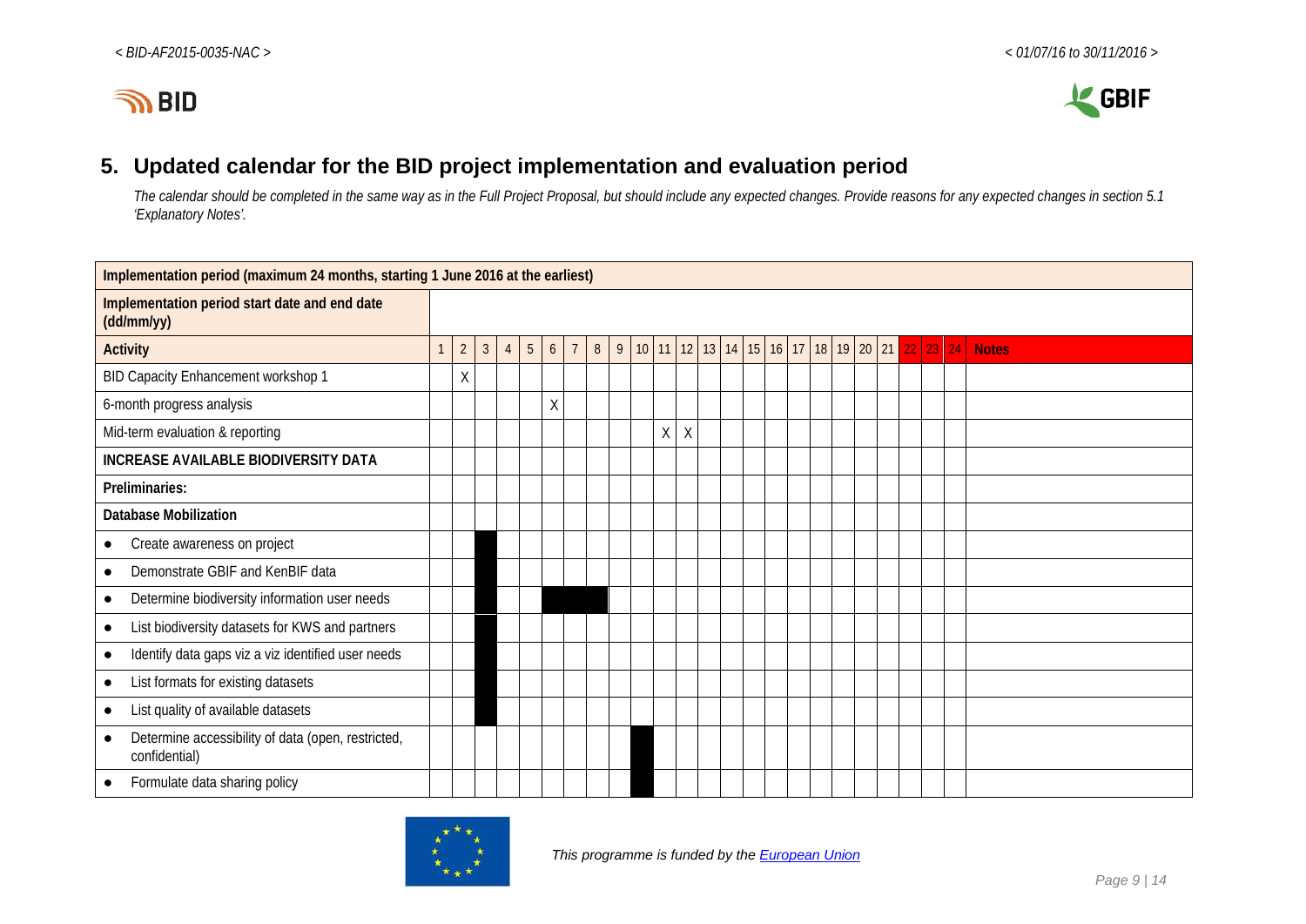# 5. Updated calendar for the BID project implementation and evaluation period

*The calendar should be completed in the same way as in the Full Project Proposal, but should include any expected changes. Provide reasons for any expected changes in section 5.1 'Explanatory Notes'.*

| **Implementation period (maximum 24 months, starting 1 June 2016 at the earliest)** | | | | | | | | | | | | | | | | | | | | | | | | | |
|---|---|---|---|---|---|---|---|---|---|---|---|---|---|---|---|---|---|---|---|---|---|---|---|---|---|
| **Implementation period start date and end date (dd/mm/yy)** | | | | | | | | | | | | | | | | | | | | | | | | | |
| **Activity** | 1 | 2 | 3 | 4 | 5 | 6 | 7 | 8 | 9 | 10 | 11 | 12 | 13 | 14 | 15 | 16 | 17 | 18 | 19 | 20 | 21 | 22 | 23 | 24 | **Notes** |
| BID Capacity Enhancement workshop 1 | | X | | | | | | | | | | | | | | | | | | | | | | | |
| 6-month progress analysis | | | | | | X | | | | | | | | | | | | | | | | | | | |
| Mid-term evaluation & reporting | | | | | | | | | | | X | X | | | | | | | | | | | | | |
| **INCREASE AVAILABLE BIODIVERSITY DATA** | | | | | | | | | | | | | | | | | | | | | | | | | |
| **Preliminaries:** | | | | | | | | | | | | | | | | | | | | | | | | | |
| **Database Mobilization** | | | | | | | | | | | | | | | | | | | | | | | | | |
| • Create awareness on project | | | ■ | | | | | | | | | | | | | | | | | | | | | | |
| • Demonstrate GBIF and KenBIF data | | | ■ | | | | | | | | | | | | | | | | | | | | | | |
| • Determine biodiversity information user needs | | | ■ | | | ■ | ■ | ■ | | | | | | | | | | | | | | | | | |
| • List biodiversity datasets for KWS and partners | | | ■ | | | | | | | | | | | | | | | | | | | | | | |
| • Identify data gaps viz a viz identified user needs | | | ■ | | | | | | | | | | | | | | | | | | | | | | |
| • List formats for existing datasets | | | ■ | | | | | | | | | | | | | | | | | | | | | | |
| • List quality of available datasets | | | ■ | | | | | | | | | | | | | | | | | | | | | | |
| • Determine accessibility of data (open, restricted, confidential) | | | | | | | | | | ■ | | | | | | | | | | | | | | | |
| • Formulate data sharing policy | | | | | | | | | | ■ | | | | | | | | | | | | | | | |

*This programme is funded by the European Union*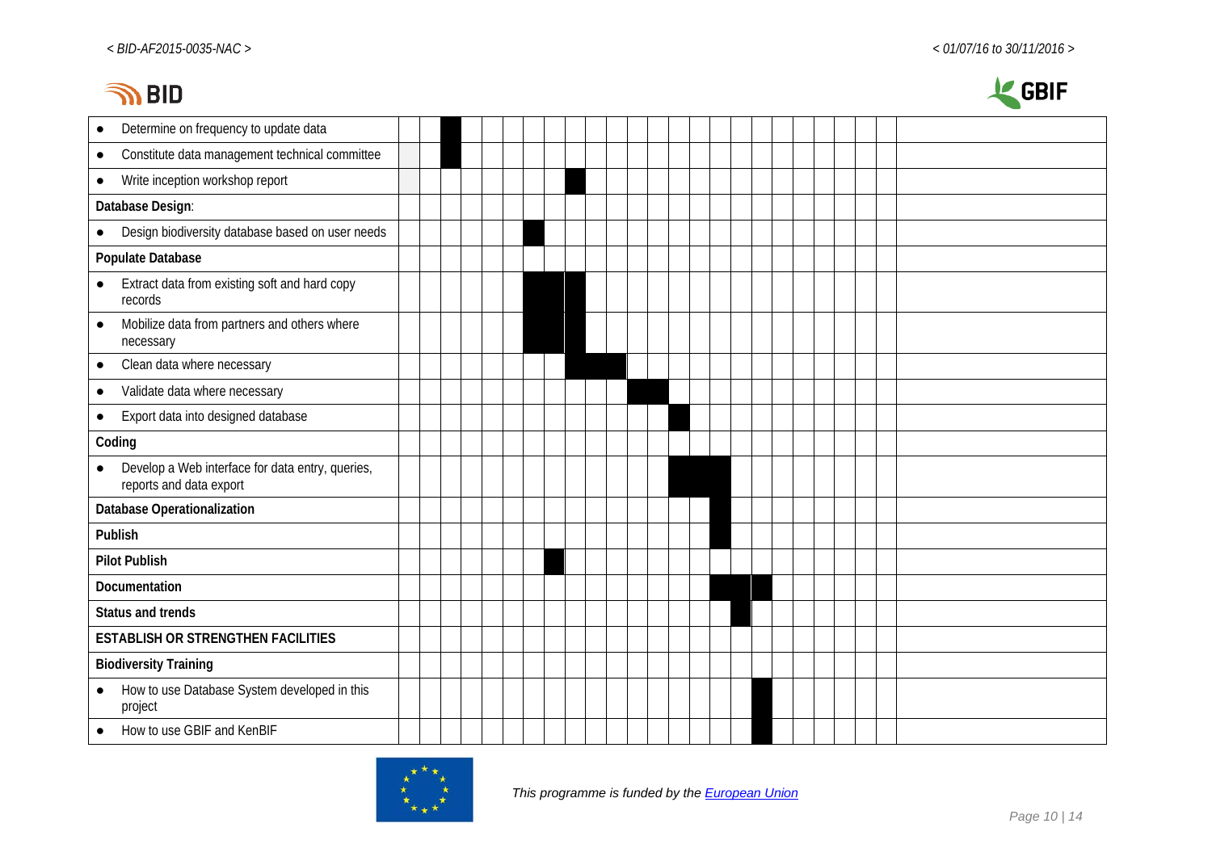| Task | | | | | | | | | | | | | | | | | | | | | | | | | |
|---|---|---|---|---|---|---|---|---|---|---|---|---|---|---|---|---|---|---|---|---|---|---|---|---|---|
| • Determine on frequency to update data | | | ■ | | | | | | | | | | | | | | | | | | | | | | |
| • Constitute data management technical committee | | | ■ | | | | | | | | | | | | | | | | | | | | | | |
| • Write inception workshop report | | | | | | | | | ■ | | | | | | | | | | | | | | | | |
| **Database Design**: | | | | | | | | | | | | | | | | | | | | | | | | | |
| • Design biodiversity database based on user needs | | | | | | | ■ | | | | | | | | | | | | | | | | | | |
| **Populate Database** | | | | | | | | | | | | | | | | | | | | | | | | | |
| • Extract data from existing soft and hard copy records | | | | | | | ■ | ■ | ■ | | | | | | | | | | | | | | | | |
| • Mobilize data from partners and others where necessary | | | | | | | ■ | ■ | ■ | | | | | | | | | | | | | | | | |
| • Clean data where necessary | | | | | | | | | ■ | ■ | ■ | | | | | | | | | | | | | | |
| • Validate data where necessary | | | | | | | | | | | | ■ | ■ | | | | | | | | | | | | |
| • Export data into designed database | | | | | | | | | | | | | | ■ | | | | | | | | | | | |
| **Coding** | | | | | | | | | | | | | | | | | | | | | | | | | |
| • Develop a Web interface for data entry, queries, reports and data export | | | | | | | | | | | | | | ■ | ■ | ■ | | | | | | | | | |
| **Database Operationalization** | | | | | | | | | | | | | | | | ■ | | | | | | | | | |
| **Publish** | | | | | | | | | | | | | | | | ■ | | | | | | | | | |
| **Pilot Publish** | | | | | | | | ■ | | | | | | | | | | | | | | | | | |
| **Documentation** | | | | | | | | | | | | | | | | ■ | ■ | ■ | | | | | | | |
| **Status and trends** | | | | | | | | | | | | | | | | | ■ | | | | | | | | |
| **ESTABLISH OR STRENGTHEN FACILITIES** | | | | | | | | | | | | | | | | | | | | | | | | | |
| **Biodiversity Training** | | | | | | | | | | | | | | | | | | | | | | | | | |
| • How to use Database System developed in this project | | | | | | | | | | | | | | | | | | ■ | | | | | | | |
| • How to use GBIF and KenBIF | | | | | | | | | | | | | | | | | | ■ | | | | | | | |

*This programme is funded by the [European Union]*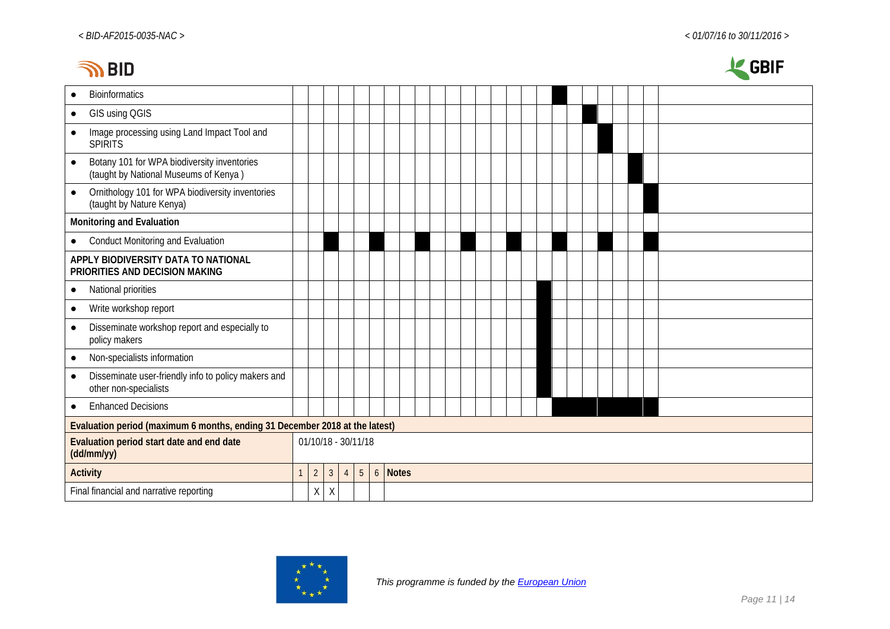| Activity | 1 | 2 | 3 | 4 | 5 | 6 | 7 | 8 | 9 | 10 | 11 | 12 | 13 | 14 | 15 | 16 | 17 | 18 | 19 | 20 | 21 | 22 | 23 | 24 | Notes |
|---|---|---|---|---|---|---|---|---|---|---|---|---|---|---|---|---|---|---|---|---|---|---|---|---|---|
| • Bioinformatics | | | | | | | | | | | | | | | | | | ■ | | | | | | | |
| • GIS using QGIS | | | | | | | | | | | | | | | | | | | | ■ | | | | | |
| • Image processing using Land Impact Tool and SPIRITS | | | | | | | | | | | | | | | | | | | | | ■ | | | | |
| • Botany 101 for WPA biodiversity inventories (taught by National Museums of Kenya ) | | | | | | | | | | | | | | | | | | | | | | | ■ | | |
| • Ornithology 101 for WPA biodiversity inventories (taught by Nature Kenya) | | | | | | | | | | | | | | | | | | | | | | | | ■ | |
| **Monitoring and Evaluation** | | | | | | | | | | | | | | | | | | | | | | | | | |
| • Conduct Monitoring and Evaluation | | | ■ | | | ■ | | | ■ | | | ■ | | | ■ | | | ■ | | | ■ | | | ■ | |
| **APPLY BIODIVERSITY DATA TO NATIONAL PRIORITIES AND DECISION MAKING** | | | | | | | | | | | | | | | | | | | | | | | | | |
| • National priorities | | | | | | | | | | | | | | | | | ■ | | | | | | | | |
| • Write workshop report | | | | | | | | | | | | | | | | | ■ | | | | | | | | |
| • Disseminate workshop report and especially to policy makers | | | | | | | | | | | | | | | | | ■ | | | | | | | | |
| • Non-specialists information | | | | | | | | | | | | | | | | | ■ | | | | | | | | |
| • Disseminate user-friendly info to policy makers and other non-specialists | | | | | | | | | | | | | | | | | ■ | | | | | | | | |
| • Enhanced Decisions | | | | | | | | | | | | | | | | | | ■ | ■ | ■ | ■ | ■ | ■ | ■ | |

| **Evaluation period (maximum 6 months, ending 31 December 2018 at the latest)** | | | | | | | |
|---|---|---|---|---|---|---|---|
| **Evaluation period start date and end date (dd/mm/yy)** | 01/10/18 - 30/11/18 | | | | | | |
| **Activity** | 1 | 2 | 3 | 4 | 5 | 6 | **Notes** |
| Final financial and narrative reporting | | X | X | | | | |

*This programme is funded by the European Union*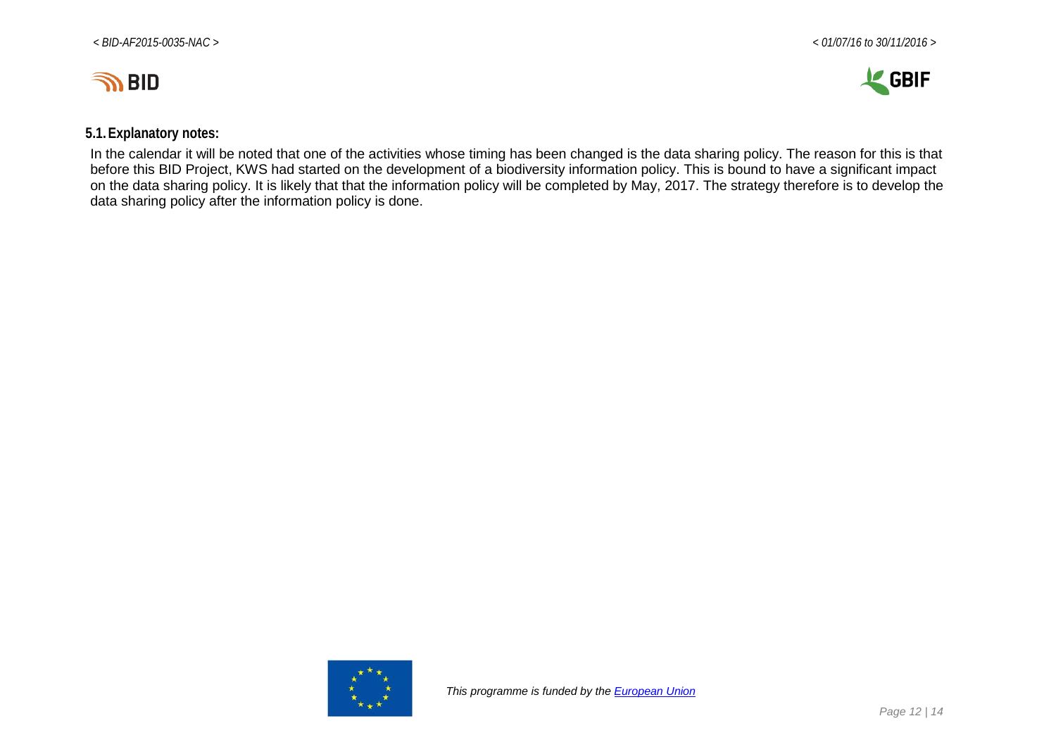### 5.1. Explanatory notes:

In the calendar it will be noted that one of the activities whose timing has been changed is the data sharing policy. The reason for this is that before this BID Project, KWS had started on the development of a biodiversity information policy. This is bound to have a significant impact on the data sharing policy. It is likely that that the information policy will be completed by May, 2017. The strategy therefore is to develop the data sharing policy after the information policy is done.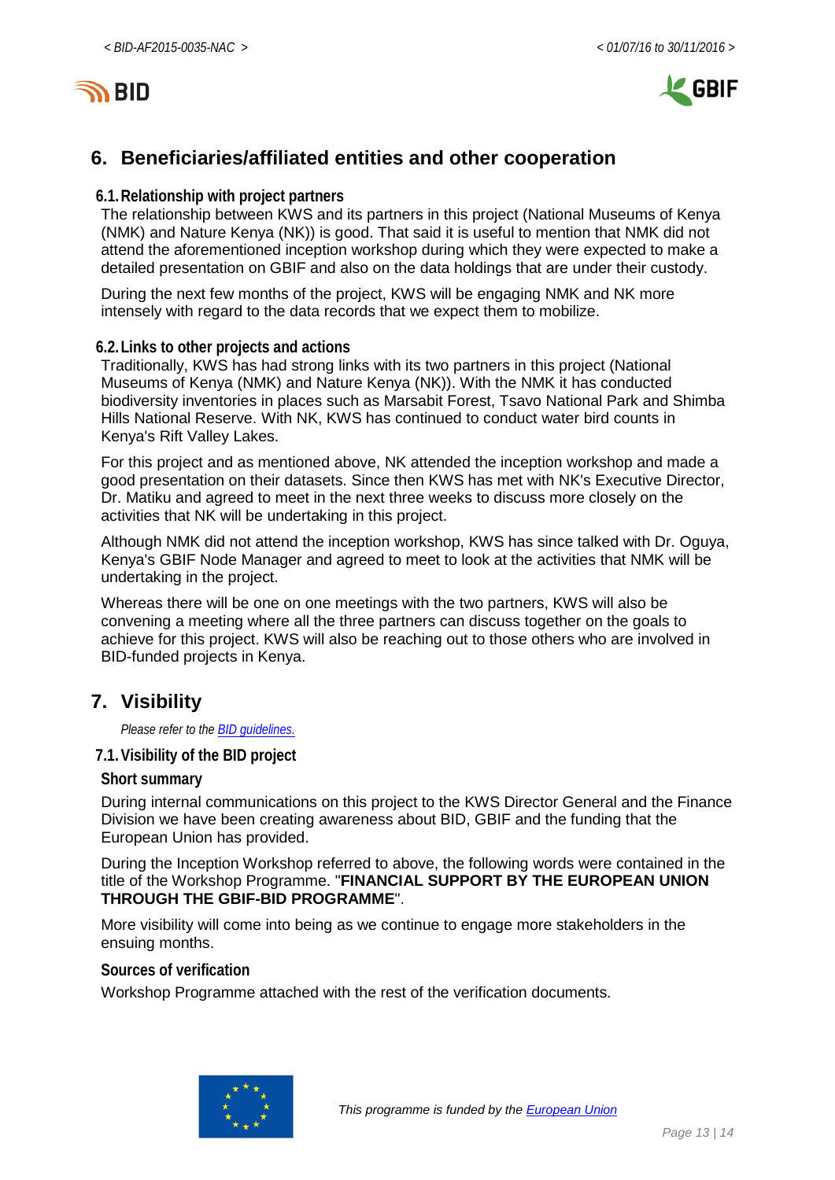## 6. Beneficiaries/affiliated entities and other cooperation

### 6.1. Relationship with project partners

The relationship between KWS and its partners in this project (National Museums of Kenya (NMK) and Nature Kenya (NK)) is good. That said it is useful to mention that NMK did not attend the aforementioned inception workshop during which they were expected to make a detailed presentation on GBIF and also on the data holdings that are under their custody.

During the next few months of the project, KWS will be engaging NMK and NK more intensely with regard to the data records that we expect them to mobilize.

### 6.2. Links to other projects and actions

Traditionally, KWS has had strong links with its two partners in this project (National Museums of Kenya (NMK) and Nature Kenya (NK)). With the NMK it has conducted biodiversity inventories in places such as Marsabit Forest, Tsavo National Park and Shimba Hills National Reserve. With NK, KWS has continued to conduct water bird counts in Kenya's Rift Valley Lakes.

For this project and as mentioned above, NK attended the inception workshop and made a good presentation on their datasets. Since then KWS has met with NK's Executive Director, Dr. Matiku and agreed to meet in the next three weeks to discuss more closely on the activities that NK will be undertaking in this project.

Although NMK did not attend the inception workshop, KWS has since talked with Dr. Oguya, Kenya's GBIF Node Manager and agreed to meet to look at the activities that NMK will be undertaking in the project.

Whereas there will be one on one meetings with the two partners, KWS will also be convening a meeting where all the three partners can discuss together on the goals to achieve for this project. KWS will also be reaching out to those others who are involved in BID-funded projects in Kenya.

## 7. Visibility

*Please refer to the BID guidelines.*

### 7.1. Visibility of the BID project

#### Short summary

During internal communications on this project to the KWS Director General and the Finance Division we have been creating awareness about BID, GBIF and the funding that the European Union has provided.

During the Inception Workshop referred to above, the following words were contained in the title of the Workshop Programme. "**FINANCIAL SUPPORT BY THE EUROPEAN UNION THROUGH THE GBIF-BID PROGRAMME**".

More visibility will come into being as we continue to engage more stakeholders in the ensuing months.

#### Sources of verification

Workshop Programme attached with the rest of the verification documents.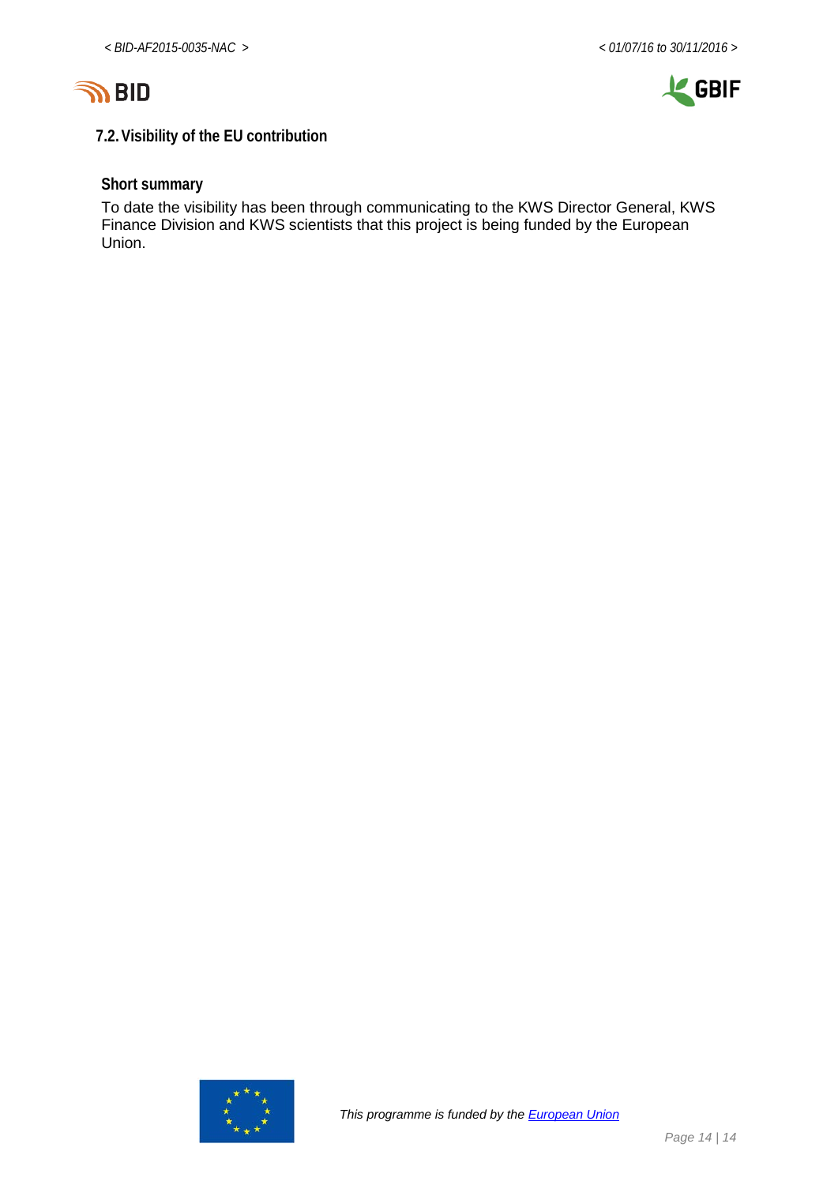## 7.2. Visibility of the EU contribution

### Short summary

To date the visibility has been through communicating to the KWS Director General, KWS Finance Division and KWS scientists that this project is being funded by the European Union.